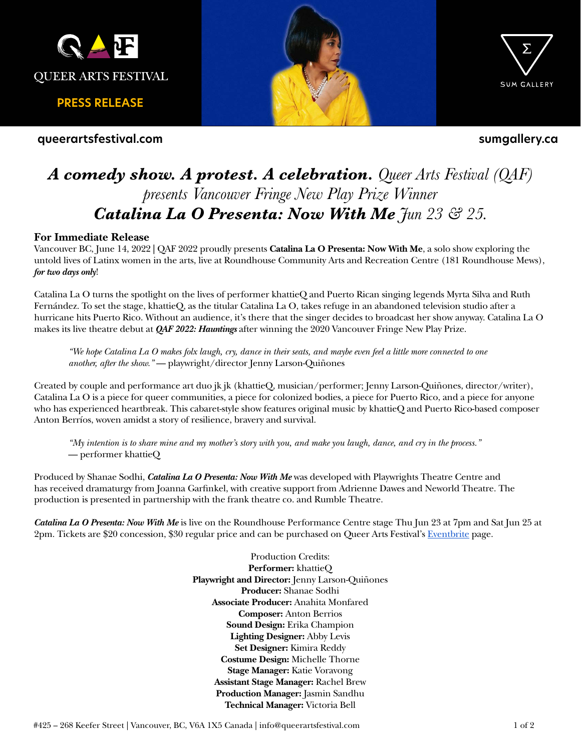QUEER ARTS FESTIVAL

**PRESS RELEASE**

SUM GALLERY

**queerartsfestival.com** **sumgallery.ca**

# ***A comedy show. A protest. A celebration.*** *Queer Arts Festival (QAF) presents Vancouver Fringe New Play Prize Winner* ***Catalina La O Presenta: Now With Me*** *Jun 23 & 25.*

**For Immediate Release**

Vancouver BC, June 14, 2022 | QAF 2022 proudly presents **Catalina La O Presenta: Now With Me**, a solo show exploring the untold lives of Latinx women in the arts, live at Roundhouse Community Arts and Recreation Centre (181 Roundhouse Mews), ***for two days only***!

Catalina La O turns the spotlight on the lives of performer khattieQ and Puerto Rican singing legends Myrta Silva and Ruth Fernández. To set the stage, khattieQ, as the titular Catalina La O, takes refuge in an abandoned television studio after a hurricane hits Puerto Rico. Without an audience, it's there that the singer decides to broadcast her show anyway. Catalina La O makes its live theatre debut at ***QAF 2022: Hauntings*** after winning the 2020 Vancouver Fringe New Play Prize.

> *"We hope Catalina La O makes folx laugh, cry, dance in their seats, and maybe even feel a little more connected to one another, after the show."* — playwright/director Jenny Larson-Quiñones

Created by couple and performance art duo jk jk (khattieQ, musician/performer; Jenny Larson-Quiñones, director/writer), Catalina La O is a piece for queer communities, a piece for colonized bodies, a piece for Puerto Rico, and a piece for anyone who has experienced heartbreak. This cabaret-style show features original music by khattieQ and Puerto Rico-based composer Anton Berríos, woven amidst a story of resilience, bravery and survival.

> *"My intention is to share mine and my mother's story with you, and make you laugh, dance, and cry in the process."* — performer khattieQ

Produced by Shanae Sodhi, ***Catalina La O Presenta: Now With Me*** was developed with Playwrights Theatre Centre and has received dramaturgy from Joanna Garfinkel, with creative support from Adrienne Dawes and Neworld Theatre. The production is presented in partnership with the frank theatre co. and Rumble Theatre.

***Catalina La O Presenta: Now With Me*** is live on the Roundhouse Performance Centre stage Thu Jun 23 at 7pm and Sat Jun 25 at 2pm. Tickets are $20 concession, $30 regular price and can be purchased on Queer Arts Festival's [Eventbrite](Eventbrite) page.

Production Credits:
**Performer:** khattieQ
**Playwright and Director:** Jenny Larson-Quiñones
**Producer:** Shanae Sodhi
**Associate Producer:** Anahita Monfared
**Composer:** Anton Berrios
**Sound Design:** Erika Champion
**Lighting Designer:** Abby Levis
**Set Designer:** Kimira Reddy
**Costume Design:** Michelle Thorne
**Stage Manager:** Katie Voravong
**Assistant Stage Manager:** Rachel Brew
**Production Manager:** Jasmin Sandhu
**Technical Manager:** Victoria Bell

#425 – 268 Keefer Street | Vancouver, BC, V6A 1X5 Canada | info@queerartsfestival.com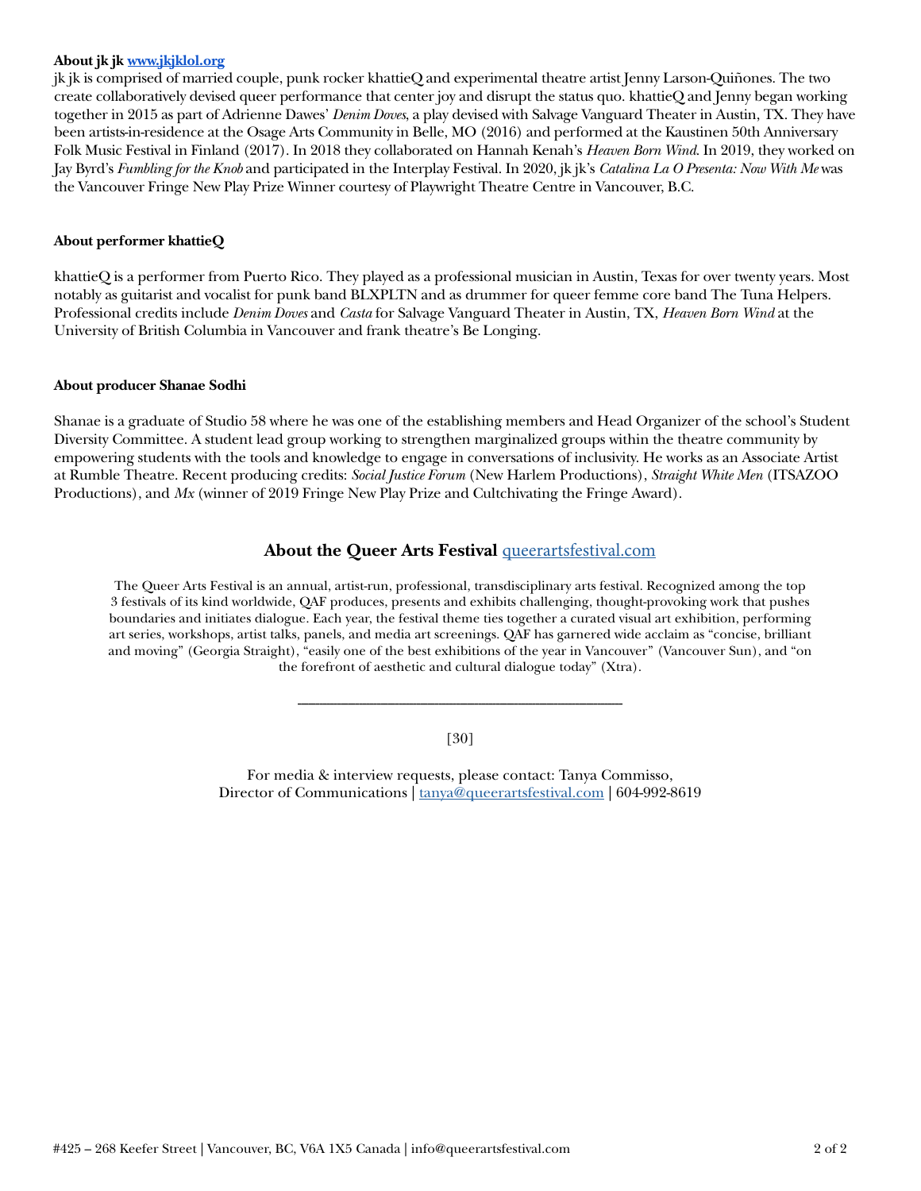**About jk jk [www.jkjklol.org](www.jkjklol.org)**

jk jk is comprised of married couple, punk rocker khattieQ and experimental theatre artist Jenny Larson-Quiñones. The two create collaboratively devised queer performance that center joy and disrupt the status quo. khattieQ and Jenny began working together in 2015 as part of Adrienne Dawes' *Denim Doves*, a play devised with Salvage Vanguard Theater in Austin, TX. They have been artists-in-residence at the Osage Arts Community in Belle, MO (2016) and performed at the Kaustinen 50th Anniversary Folk Music Festival in Finland (2017). In 2018 they collaborated on Hannah Kenah's *Heaven Born Wind*. In 2019, they worked on Jay Byrd's *Fumbling for the Knob* and participated in the Interplay Festival. In 2020, jk jk's *Catalina La O Presenta: Now With Me* was the Vancouver Fringe New Play Prize Winner courtesy of Playwright Theatre Centre in Vancouver, B.C.

**About performer khattieQ**

khattieQ is a performer from Puerto Rico. They played as a professional musician in Austin, Texas for over twenty years. Most notably as guitarist and vocalist for punk band BLXPLTN and as drummer for queer femme core band The Tuna Helpers. Professional credits include *Denim Doves* and *Casta* for Salvage Vanguard Theater in Austin, TX, *Heaven Born Wind* at the University of British Columbia in Vancouver and frank theatre's Be Longing.

**About producer Shanae Sodhi**

Shanae is a graduate of Studio 58 where he was one of the establishing members and Head Organizer of the school's Student Diversity Committee. A student lead group working to strengthen marginalized groups within the theatre community by empowering students with the tools and knowledge to engage in conversations of inclusivity. He works as an Associate Artist at Rumble Theatre. Recent producing credits: *Social Justice Forum* (New Harlem Productions), *Straight White Men* (ITSAZOO Productions), and *Mx* (winner of 2019 Fringe New Play Prize and Cultchivating the Fringe Award).

## About the Queer Arts Festival [queerartsfestival.com](queerartsfestival.com)

The Queer Arts Festival is an annual, artist-run, professional, transdisciplinary arts festival. Recognized among the top 3 festivals of its kind worldwide, QAF produces, presents and exhibits challenging, thought-provoking work that pushes boundaries and initiates dialogue. Each year, the festival theme ties together a curated visual art exhibition, performing art series, workshops, artist talks, panels, and media art screenings. QAF has garnered wide acclaim as "concise, brilliant and moving" (Georgia Straight), "easily one of the best exhibitions of the year in Vancouver" (Vancouver Sun), and "on the forefront of aesthetic and cultural dialogue today" (Xtra).

---

[30]

For media & interview requests, please contact: Tanya Commisso,
Director of Communications | [tanya@queerartsfestival.com](mailto:tanya@queerartsfestival.com) | 604-992-8619

#425 – 268 Keefer Street | Vancouver, BC, V6A 1X5 Canada | info@queerartsfestival.com